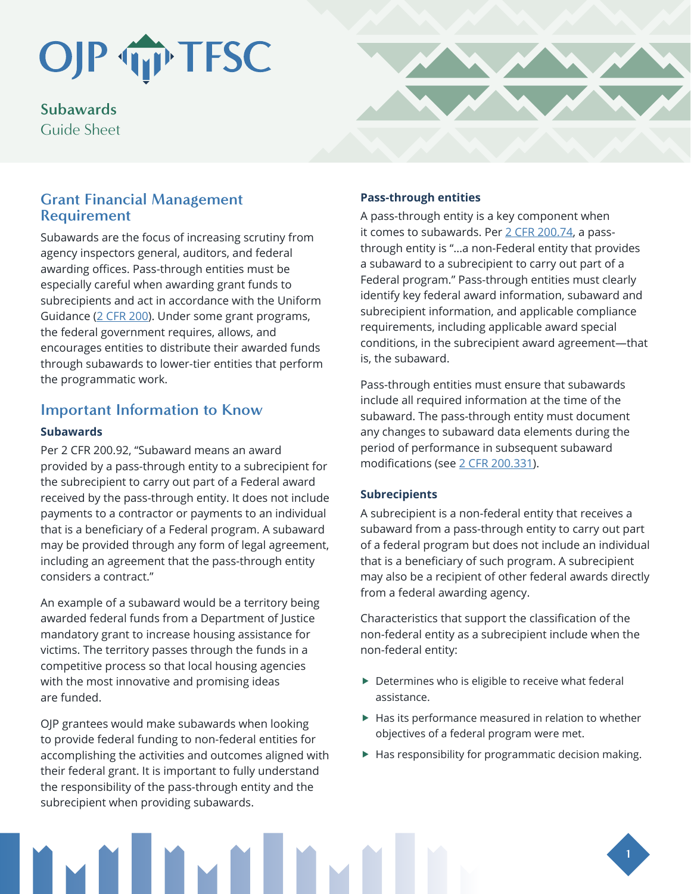# OJP TFSC

## Subawards
Guide Sheet

## Grant Financial Management Requirement

Subawards are the focus of increasing scrutiny from agency inspectors general, auditors, and federal awarding offices. Pass-through entities must be especially careful when awarding grant funds to subrecipients and act in accordance with the Uniform Guidance (2 CFR 200). Under some grant programs, the federal government requires, allows, and encourages entities to distribute their awarded funds through subawards to lower-tier entities that perform the programmatic work.

## Important Information to Know

### Subawards

Per 2 CFR 200.92, "Subaward means an award provided by a pass-through entity to a subrecipient for the subrecipient to carry out part of a Federal award received by the pass-through entity. It does not include payments to a contractor or payments to an individual that is a beneficiary of a Federal program. A subaward may be provided through any form of legal agreement, including an agreement that the pass-through entity considers a contract."

An example of a subaward would be a territory being awarded federal funds from a Department of Justice mandatory grant to increase housing assistance for victims. The territory passes through the funds in a competitive process so that local housing agencies with the most innovative and promising ideas are funded.

OJP grantees would make subawards when looking to provide federal funding to non-federal entities for accomplishing the activities and outcomes aligned with their federal grant. It is important to fully understand the responsibility of the pass-through entity and the subrecipient when providing subawards.

### Pass-through entities

A pass-through entity is a key component when it comes to subawards. Per 2 CFR 200.74, a pass-through entity is "…a non-Federal entity that provides a subaward to a subrecipient to carry out part of a Federal program." Pass-through entities must clearly identify key federal award information, subaward and subrecipient information, and applicable compliance requirements, including applicable award special conditions, in the subrecipient award agreement—that is, the subaward.

Pass-through entities must ensure that subawards include all required information at the time of the subaward. The pass-through entity must document any changes to subaward data elements during the period of performance in subsequent subaward modifications (see 2 CFR 200.331).

### Subrecipients

A subrecipient is a non-federal entity that receives a subaward from a pass-through entity to carry out part of a federal program but does not include an individual that is a beneficiary of such program. A subrecipient may also be a recipient of other federal awards directly from a federal awarding agency.

Characteristics that support the classification of the non-federal entity as a subrecipient include when the non-federal entity:

- Determines who is eligible to receive what federal assistance.
- Has its performance measured in relation to whether objectives of a federal program were met.
- Has responsibility for programmatic decision making.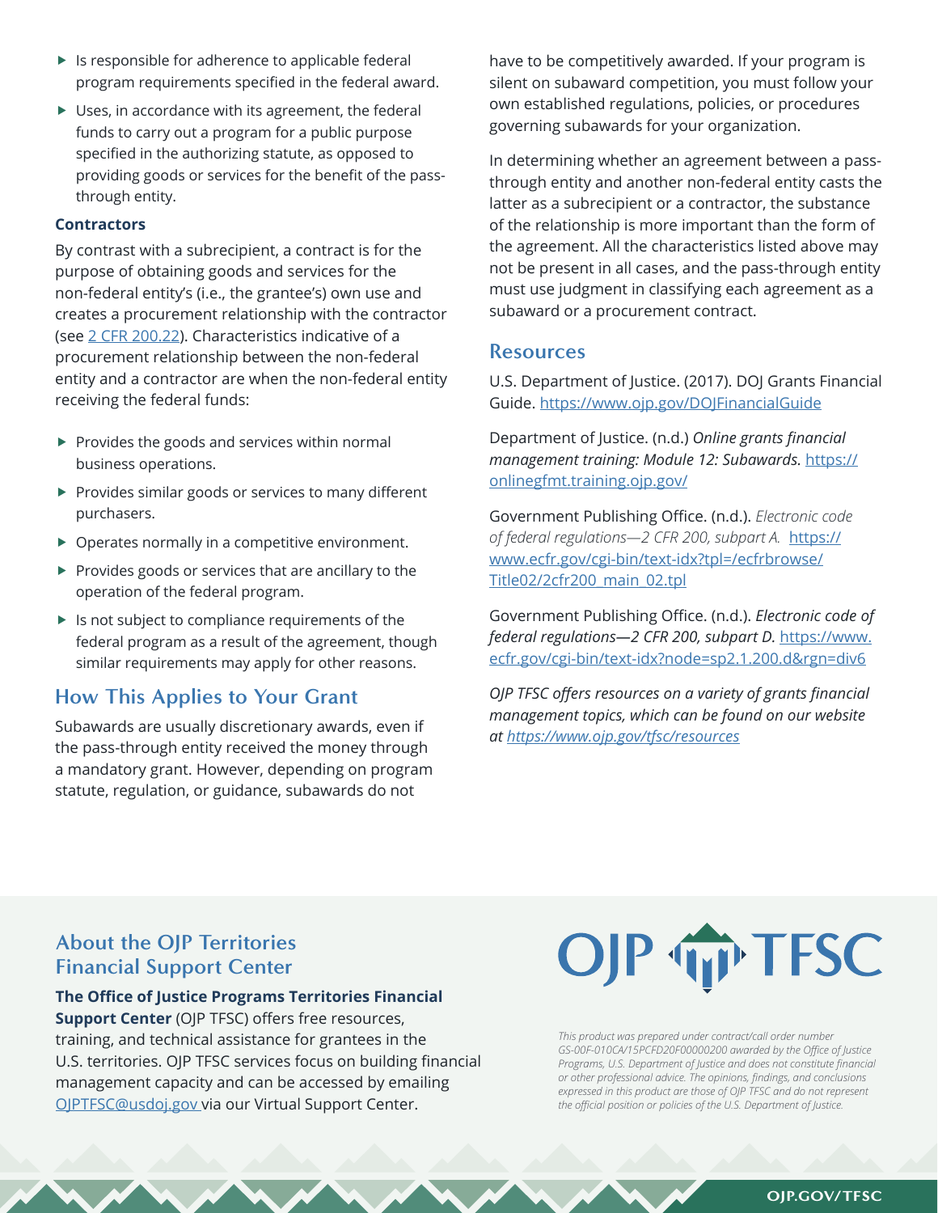- Is responsible for adherence to applicable federal program requirements specified in the federal award.
- Uses, in accordance with its agreement, the federal funds to carry out a program for a public purpose specified in the authorizing statute, as opposed to providing goods or services for the benefit of the pass-through entity.

### Contractors

By contrast with a subrecipient, a contract is for the purpose of obtaining goods and services for the non-federal entity's (i.e., the grantee's) own use and creates a procurement relationship with the contractor (see [2 CFR 200.22](2 CFR 200.22)). Characteristics indicative of a procurement relationship between the non-federal entity and a contractor are when the non-federal entity receiving the federal funds:

- Provides the goods and services within normal business operations.
- Provides similar goods or services to many different purchasers.
- Operates normally in a competitive environment.
- Provides goods or services that are ancillary to the operation of the federal program.
- Is not subject to compliance requirements of the federal program as a result of the agreement, though similar requirements may apply for other reasons.

## How This Applies to Your Grant

Subawards are usually discretionary awards, even if the pass-through entity received the money through a mandatory grant. However, depending on program statute, regulation, or guidance, subawards do not have to be competitively awarded. If your program is silent on subaward competition, you must follow your own established regulations, policies, or procedures governing subawards for your organization.

In determining whether an agreement between a pass-through entity and another non-federal entity casts the latter as a subrecipient or a contractor, the substance of the relationship is more important than the form of the agreement. All the characteristics listed above may not be present in all cases, and the pass-through entity must use judgment in classifying each agreement as a subaward or a procurement contract.

## Resources

U.S. Department of Justice. (2017). DOJ Grants Financial Guide. https://www.ojp.gov/DOJFinancialGuide

Department of Justice. (n.d.) *Online grants financial management training: Module 12: Subawards.* https://onlinegfmt.training.ojp.gov/

Government Publishing Office. (n.d.). *Electronic code of federal regulations—2 CFR 200, subpart A.* https://www.ecfr.gov/cgi-bin/text-idx?tpl=/ecfrbrowse/Title02/2cfr200_main_02.tpl

Government Publishing Office. (n.d.). *Electronic code of federal regulations—2 CFR 200, subpart D.* https://www.ecfr.gov/cgi-bin/text-idx?node=sp2.1.200.d&rgn=div6

*OJP TFSC offers resources on a variety of grants financial management topics, which can be found on our website at https://www.ojp.gov/tfsc/resources*

## About the OJP Territories Financial Support Center

**The Office of Justice Programs Territories Financial Support Center** (OJP TFSC) offers free resources, training, and technical assistance for grantees in the U.S. territories. OJP TFSC services focus on building financial management capacity and can be accessed by emailing OJPTFSC@usdoj.gov via our Virtual Support Center.

OJP TFSC

*This product was prepared under contract/call order number GS-00F-010CA/15PCFD20F00000200 awarded by the Office of Justice Programs, U.S. Department of Justice and does not constitute financial or other professional advice. The opinions, findings, and conclusions expressed in this product are those of OJP TFSC and do not represent the official position or policies of the U.S. Department of Justice.*

OJP.GOV/TFSC